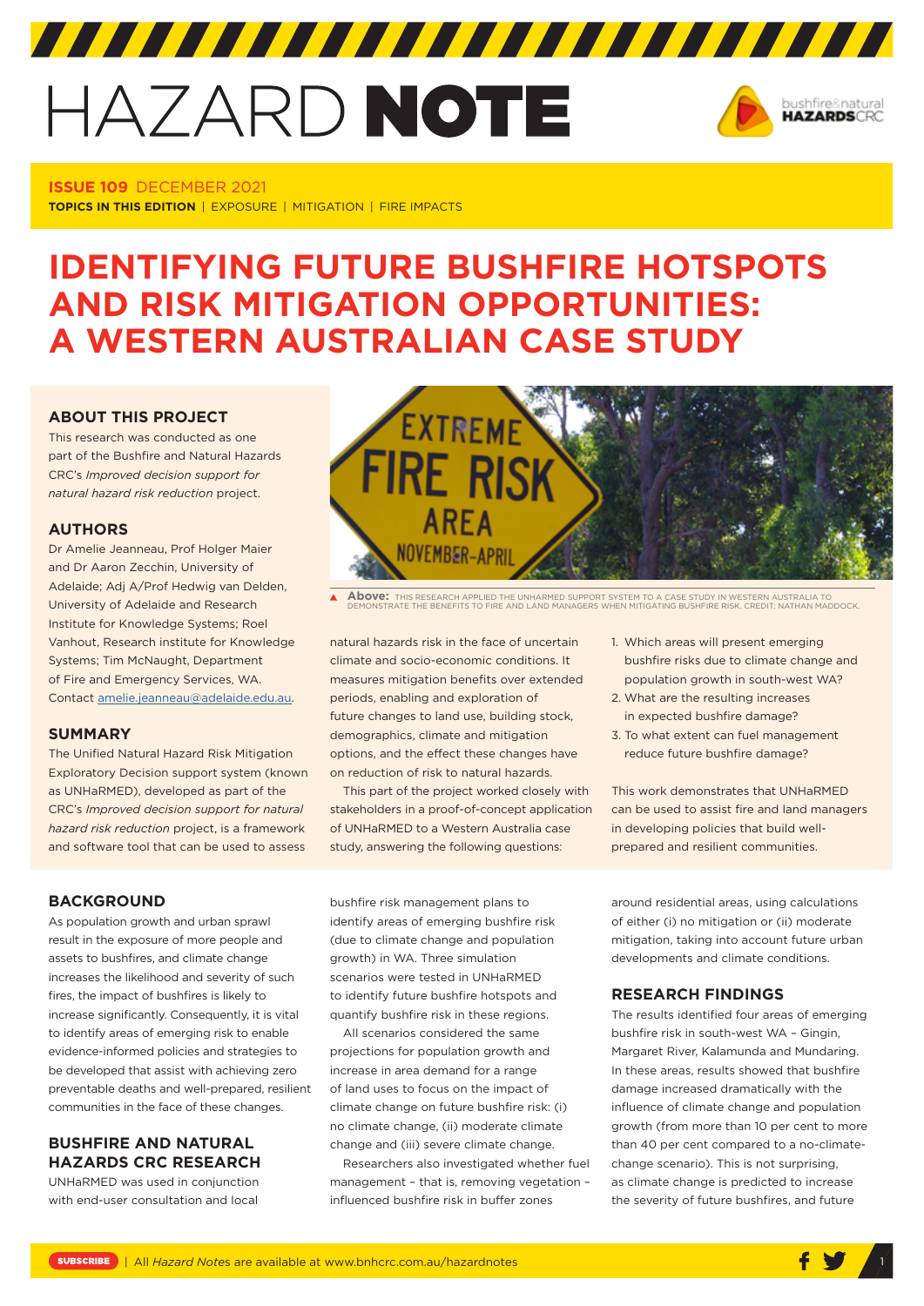# HAZARD NOTE

**ISSUE 109** DECEMBER 2021

**TOPICS IN THIS EDITION** | EXPOSURE | MITIGATION | FIRE IMPACTS

# IDENTIFYING FUTURE BUSHFIRE HOTSPOTS AND RISK MITIGATION OPPORTUNITIES: A WESTERN AUSTRALIAN CASE STUDY

### ABOUT THIS PROJECT

This research was conducted as one part of the Bushfire and Natural Hazards CRC's *Improved decision support for natural hazard risk reduction* project.

### AUTHORS

Dr Amelie Jeanneau, Prof Holger Maier and Dr Aaron Zecchin, University of Adelaide; Adj A/Prof Hedwig van Delden, University of Adelaide and Research Institute for Knowledge Systems; Roel Vanhout, Research institute for Knowledge Systems; Tim McNaught, Department of Fire and Emergency Services, WA. Contact amelie.jeanneau@adelaide.edu.au.

### SUMMARY

The Unified Natural Hazard Risk Mitigation Exploratory Decision support system (known as UNHaRMED), developed as part of the CRC's *Improved decision support for natural hazard risk reduction* project, is a framework and software tool that can be used to assess natural hazards risk in the face of uncertain climate and socio-economic conditions. It measures mitigation benefits over extended periods, enabling and exploration of future changes to land use, building stock, demographics, climate and mitigation options, and the effect these changes have on reduction of risk to natural hazards.

This part of the project worked closely with stakeholders in a proof-of-concept application of UNHaRMED to a Western Australia case study, answering the following questions:

1. Which areas will present emerging bushfire risks due to climate change and population growth in south-west WA?
2. What are the resulting increases in expected bushfire damage?
3. To what extent can fuel management reduce future bushfire damage?

This work demonstrates that UNHaRMED can be used to assist fire and land managers in developing policies that build well-prepared and resilient communities.

**Above:** THIS RESEARCH APPLIED THE UNHARMED SUPPORT SYSTEM TO A CASE STUDY IN WESTERN AUSTRALIA TO DEMONSTRATE THE BENEFITS TO FIRE AND LAND MANAGERS WHEN MITIGATING BUSHFIRE RISK. CREDIT: NATHAN MADDOCK.

### BACKGROUND

As population growth and urban sprawl result in the exposure of more people and assets to bushfires, and climate change increases the likelihood and severity of such fires, the impact of bushfires is likely to increase significantly. Consequently, it is vital to identify areas of emerging risk to enable evidence-informed policies and strategies to be developed that assist with achieving zero preventable deaths and well-prepared, resilient communities in the face of these changes.

### BUSHFIRE AND NATURAL HAZARDS CRC RESEARCH

UNHaRMED was used in conjunction with end-user consultation and local bushfire risk management plans to identify areas of emerging bushfire risk (due to climate change and population growth) in WA. Three simulation scenarios were tested in UNHaRMED to identify future bushfire hotspots and quantify bushfire risk in these regions.

All scenarios considered the same projections for population growth and increase in area demand for a range of land uses to focus on the impact of climate change on future bushfire risk: (i) no climate change, (ii) moderate climate change and (iii) severe climate change.

Researchers also investigated whether fuel management – that is, removing vegetation – influenced bushfire risk in buffer zones around residential areas, using calculations of either (i) no mitigation or (ii) moderate mitigation, taking into account future urban developments and climate conditions.

### RESEARCH FINDINGS

The results identified four areas of emerging bushfire risk in south-west WA – Gingin, Margaret River, Kalamunda and Mundaring. In these areas, results showed that bushfire damage increased dramatically with the influence of climate change and population growth (from more than 10 per cent to more than 40 per cent compared to a no-climate-change scenario). This is not surprising, as climate change is predicted to increase the severity of future bushfires, and future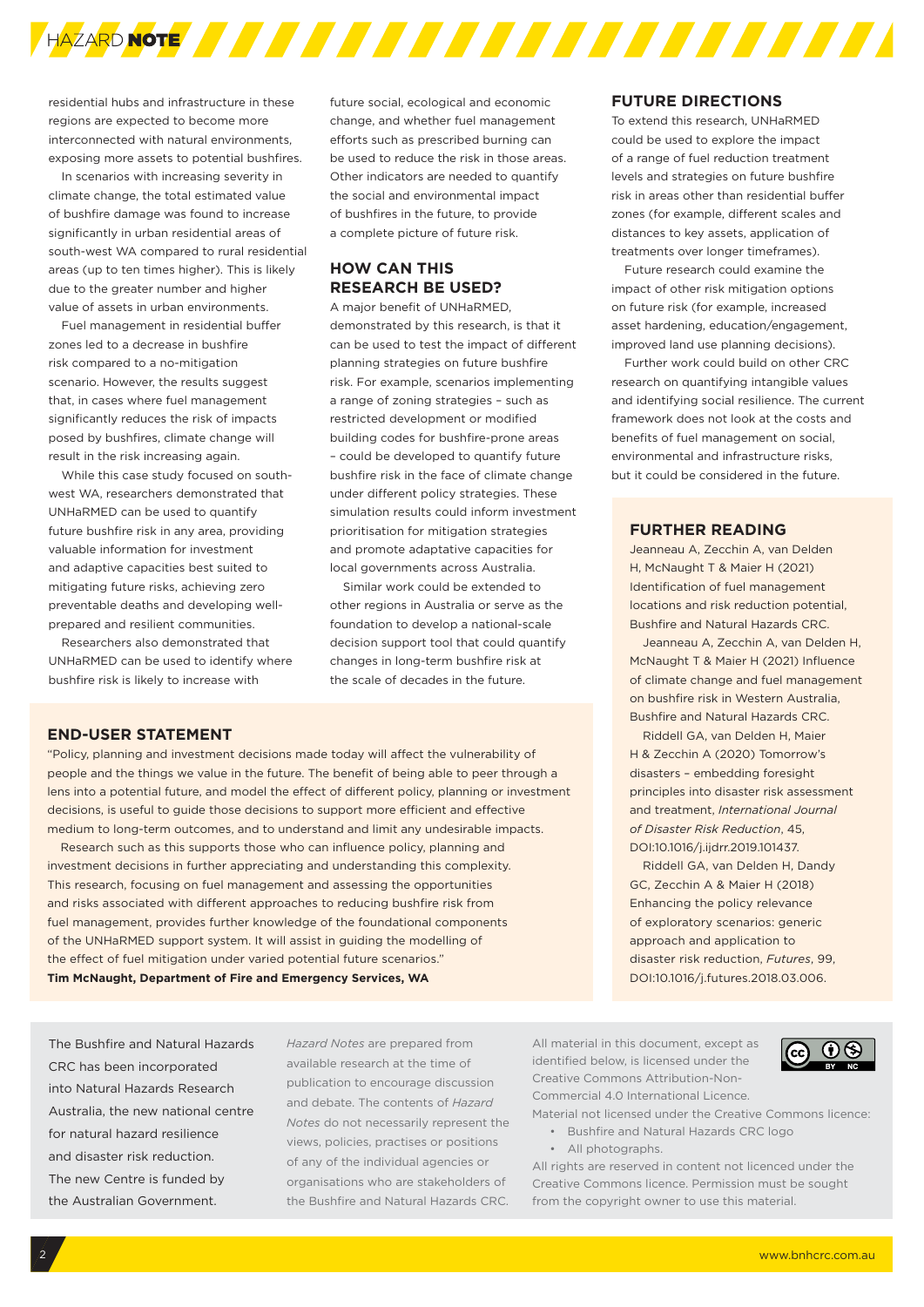residential hubs and infrastructure in these regions are expected to become more interconnected with natural environments, exposing more assets to potential bushfires.

In scenarios with increasing severity in climate change, the total estimated value of bushfire damage was found to increase significantly in urban residential areas of south-west WA compared to rural residential areas (up to ten times higher). This is likely due to the greater number and higher value of assets in urban environments.

Fuel management in residential buffer zones led to a decrease in bushfire risk compared to a no-mitigation scenario. However, the results suggest that, in cases where fuel management significantly reduces the risk of impacts posed by bushfires, climate change will result in the risk increasing again.

While this case study focused on south-west WA, researchers demonstrated that UNHaRMED can be used to quantify future bushfire risk in any area, providing valuable information for investment and adaptive capacities best suited to mitigating future risks, achieving zero preventable deaths and developing well-prepared and resilient communities.

Researchers also demonstrated that UNHaRMED can be used to identify where bushfire risk is likely to increase with future social, ecological and economic change, and whether fuel management efforts such as prescribed burning can be used to reduce the risk in those areas. Other indicators are needed to quantify the social and environmental impact of bushfires in the future, to provide a complete picture of future risk.

## HOW CAN THIS RESEARCH BE USED?

A major benefit of UNHaRMED, demonstrated by this research, is that it can be used to test the impact of different planning strategies on future bushfire risk. For example, scenarios implementing a range of zoning strategies – such as restricted development or modified building codes for bushfire-prone areas – could be developed to quantify future bushfire risk in the face of climate change under different policy strategies. These simulation results could inform investment prioritisation for mitigation strategies and promote adaptative capacities for local governments across Australia.

Similar work could be extended to other regions in Australia or serve as the foundation to develop a national-scale decision support tool that could quantify changes in long-term bushfire risk at the scale of decades in the future.

## FUTURE DIRECTIONS

To extend this research, UNHaRMED could be used to explore the impact of a range of fuel reduction treatment levels and strategies on future bushfire risk in areas other than residential buffer zones (for example, different scales and distances to key assets, application of treatments over longer timeframes).

Future research could examine the impact of other risk mitigation options on future risk (for example, increased asset hardening, education/engagement, improved land use planning decisions).

Further work could build on other CRC research on quantifying intangible values and identifying social resilience. The current framework does not look at the costs and benefits of fuel management on social, environmental and infrastructure risks, but it could be considered in the future.

## END-USER STATEMENT

"Policy, planning and investment decisions made today will affect the vulnerability of people and the things we value in the future. The benefit of being able to peer through a lens into a potential future, and model the effect of different policy, planning or investment decisions, is useful to guide those decisions to support more efficient and effective medium to long-term outcomes, and to understand and limit any undesirable impacts.

Research such as this supports those who can influence policy, planning and investment decisions in further appreciating and understanding this complexity. This research, focusing on fuel management and assessing the opportunities and risks associated with different approaches to reducing bushfire risk from fuel management, provides further knowledge of the foundational components of the UNHaRMED support system. It will assist in guiding the modelling of the effect of fuel mitigation under varied potential future scenarios."

**Tim McNaught, Department of Fire and Emergency Services, WA**

## FURTHER READING

Jeanneau A, Zecchin A, van Delden H, McNaught T & Maier H (2021) Identification of fuel management locations and risk reduction potential, Bushfire and Natural Hazards CRC.

Jeanneau A, Zecchin A, van Delden H, McNaught T & Maier H (2021) Influence of climate change and fuel management on bushfire risk in Western Australia, Bushfire and Natural Hazards CRC.

Riddell GA, van Delden H, Maier H & Zecchin A (2020) Tomorrow's disasters – embedding foresight principles into disaster risk assessment and treatment, *International Journal of Disaster Risk Reduction*, 45, DOI:10.1016/j.ijdrr.2019.101437.

Riddell GA, van Delden H, Dandy GC, Zecchin A & Maier H (2018) Enhancing the policy relevance of exploratory scenarios: generic approach and application to disaster risk reduction, *Futures*, 99, DOI:10.1016/j.futures.2018.03.006.

The Bushfire and Natural Hazards CRC has been incorporated into Natural Hazards Research Australia, the new national centre for natural hazard resilience and disaster risk reduction. The new Centre is funded by the Australian Government.

*Hazard Notes* are prepared from available research at the time of publication to encourage discussion and debate. The contents of *Hazard Notes* do not necessarily represent the views, policies, practises or positions of any of the individual agencies or organisations who are stakeholders of the Bushfire and Natural Hazards CRC.

All material in this document, except as identified below, is licensed under the Creative Commons Attribution-Non-Commercial 4.0 International Licence.

Material not licensed under the Creative Commons licence:

- Bushfire and Natural Hazards CRC logo
- All photographs.

All rights are reserved in content not licenced under the Creative Commons licence. Permission must be sought from the copyright owner to use this material.